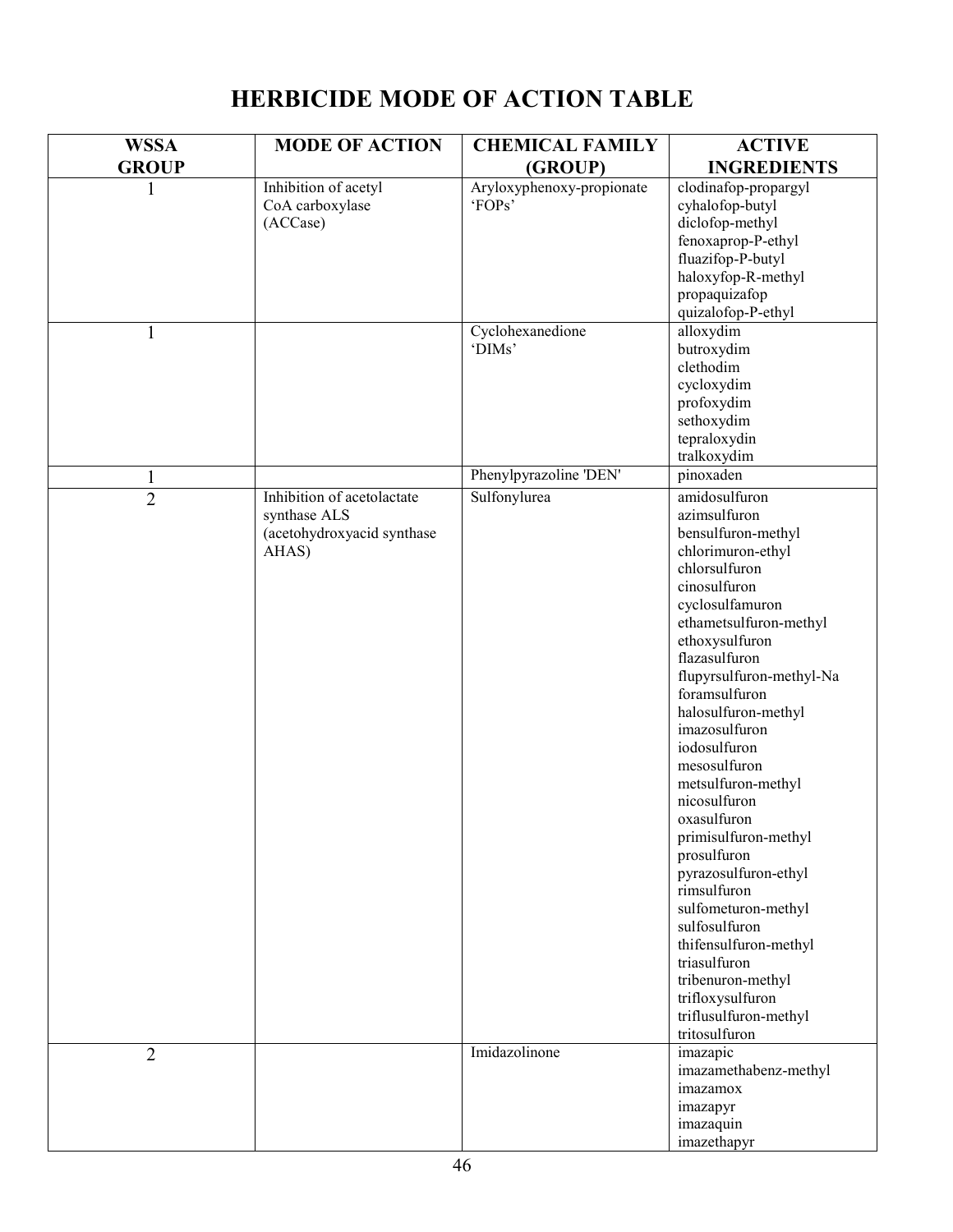# HERBICIDE MODE OF ACTION TABLE

| WSSA GROUP | MODE OF ACTION | CHEMICAL FAMILY (GROUP) | ACTIVE INGREDIENTS |
|---|---|---|---|
| 1 | Inhibition of acetyl CoA carboxylase (ACCase) | Aryloxyphenoxy-propionate 'FOPs' | clodinafop-propargyl<br>cyhalofop-butyl<br>diclofop-methyl<br>fenoxaprop-P-ethyl<br>fluazifop-P-butyl<br>haloxyfop-R-methyl<br>propaquizafop<br>quizalofop-P-ethyl |
| 1 | | Cyclohexanedione 'DIMs' | alloxydim<br>butroxydim<br>clethodim<br>cycloxydim<br>profoxydim<br>sethoxydim<br>tepraloxydin<br>tralkoxydim |
| 1 | | Phenylpyrazoline 'DEN' | pinoxaden |
| 2 | Inhibition of acetolactate synthase ALS (acetohydroxyacid synthase AHAS) | Sulfonylurea | amidosulfuron<br>azimsulfuron<br>bensulfuron-methyl<br>chlorimuron-ethyl<br>chlorsulfuron<br>cinosulfuron<br>cyclosulfamuron<br>ethametsulfuron-methyl<br>ethoxysulfuron<br>flazasulfuron<br>flupyrsulfuron-methyl-Na<br>foramsulfuron<br>halosulfuron-methyl<br>imazosulfuron<br>iodosulfuron<br>mesosulfuron<br>metsulfuron-methyl<br>nicosulfuron<br>oxasulfuron<br>primisulfuron-methyl<br>prosulfuron<br>pyrazosulfuron-ethyl<br>rimsulfuron<br>sulfometuron-methyl<br>sulfosulfuron<br>thifensulfuron-methyl<br>triasulfuron<br>tribenuron-methyl<br>trifloxysulfuron<br>triflusulfuron-methyl<br>tritosulfuron |
| 2 | | Imidazolinone | imazapic<br>imazamethabenz-methyl<br>imazamox<br>imazapyr<br>imazaquin<br>imazethapyr |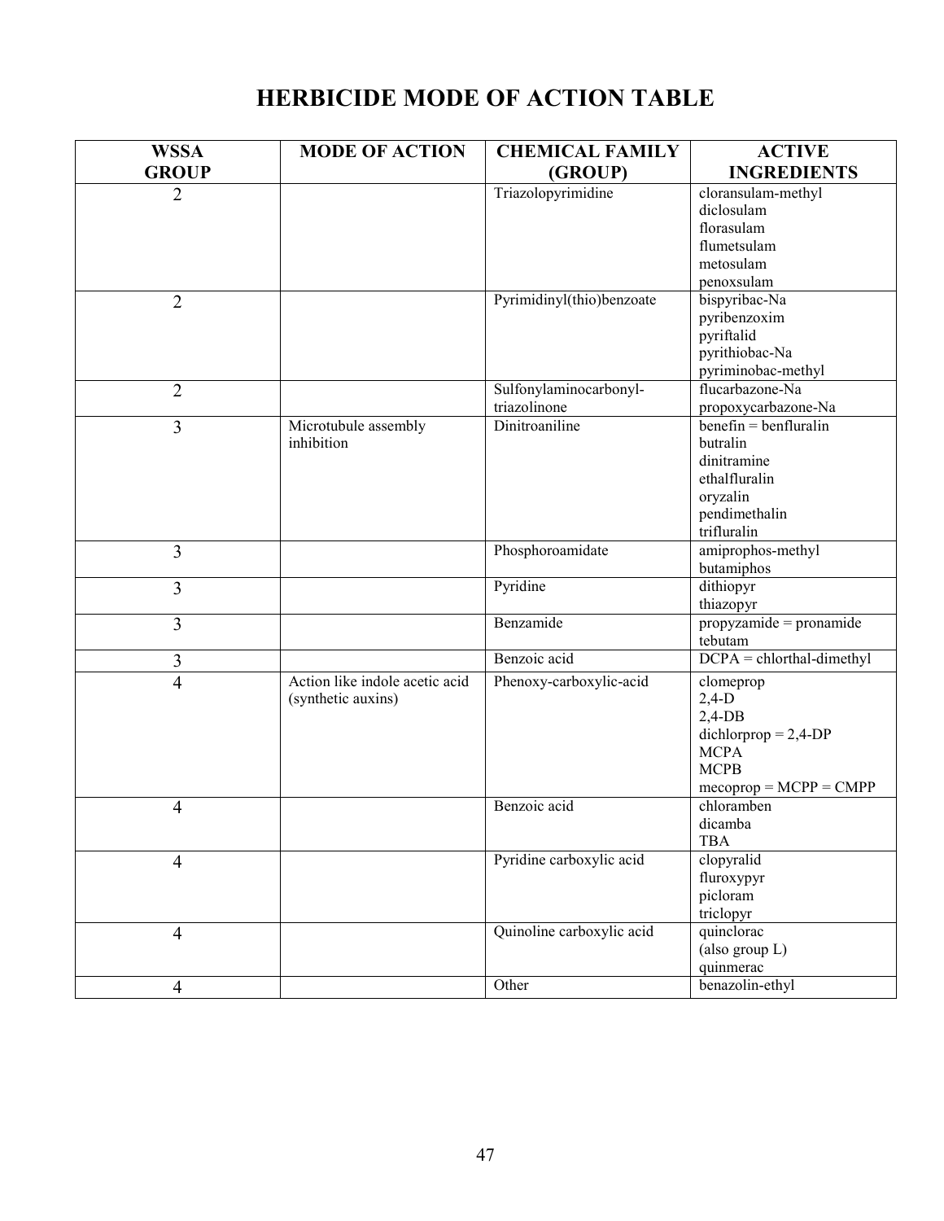# HERBICIDE MODE OF ACTION TABLE

| WSSA GROUP | MODE OF ACTION | CHEMICAL FAMILY (GROUP) | ACTIVE INGREDIENTS |
|---|---|---|---|
| 2 | | Triazolopyrimidine | cloransulam-methyl<br>diclosulam<br>florasulam<br>flumetsulam<br>metosulam<br>penoxsulam |
| 2 | | Pyrimidinyl(thio)benzoate | bispyribac-Na<br>pyribenzoxim<br>pyriftalid<br>pyrithiobac-Na<br>pyriminobac-methyl |
| 2 | | Sulfonylaminocarbonyl-triazolinone | flucarbazone-Na<br>propoxycarbazone-Na |
| 3 | Microtubule assembly inhibition | Dinitroaniline | benefin = benfluralin<br>butralin<br>dinitramine<br>ethalfluralin<br>oryzalin<br>pendimethalin<br>trifluralin |
| 3 | | Phosphoroamidate | amiprophos-methyl<br>butamiphos |
| 3 | | Pyridine | dithiopyr<br>thiazopyr |
| 3 | | Benzamide | propyzamide = pronamide<br>tebutam |
| 3 | | Benzoic acid | DCPA = chlorthal-dimethyl |
| 4 | Action like indole acetic acid (synthetic auxins) | Phenoxy-carboxylic-acid | clomeprop<br>2,4-D<br>2,4-DB<br>dichlorprop = 2,4-DP<br>MCPA<br>MCPB<br>mecoprop = MCPP = CMPP |
| 4 | | Benzoic acid | chloramben<br>dicamba<br>TBA |
| 4 | | Pyridine carboxylic acid | clopyralid<br>fluroxypyr<br>picloram<br>triclopyr |
| 4 | | Quinoline carboxylic acid | quinclorac<br>(also group L)<br>quinmerac |
| 4 | | Other | benazolin-ethyl |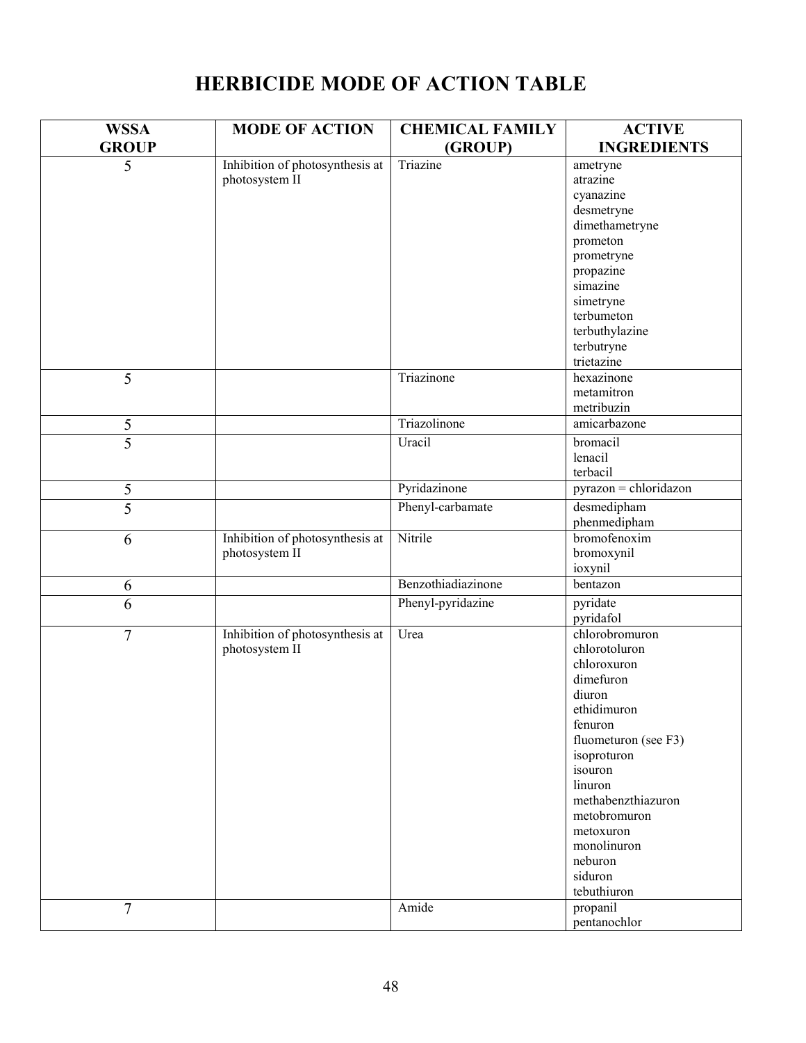# HERBICIDE MODE OF ACTION TABLE

| WSSA GROUP | MODE OF ACTION | CHEMICAL FAMILY (GROUP) | ACTIVE INGREDIENTS |
|---|---|---|---|
| 5 | Inhibition of photosynthesis at photosystem II | Triazine | ametryne<br>atrazine<br>cyanazine<br>desmetryne<br>dimethametryne<br>prometon<br>prometryne<br>propazine<br>simazine<br>simetryne<br>terbumeton<br>terbuthylazine<br>terbutryne<br>trietazine |
| 5 | | Triazinone | hexazinone<br>metamitron<br>metribuzin |
| 5 | | Triazolinone | amicarbazone |
| 5 | | Uracil | bromacil<br>lenacil<br>terbacil |
| 5 | | Pyridazinone | pyrazon = chloridazon |
| 5 | | Phenyl-carbamate | desmedipham<br>phenmedipham |
| 6 | Inhibition of photosynthesis at photosystem II | Nitrile | bromofenoxim<br>bromoxynil<br>ioxynil |
| 6 | | Benzothiadiazinone | bentazon |
| 6 | | Phenyl-pyridazine | pyridate<br>pyridafol |
| 7 | Inhibition of photosynthesis at photosystem II | Urea | chlorobromuron<br>chlorotoluron<br>chloroxuron<br>dimefuron<br>diuron<br>ethidimuron<br>fenuron<br>fluometuron (see F3)<br>isoproturon<br>isouron<br>linuron<br>methabenzthiazuron<br>metobromuron<br>metoxuron<br>monolinuron<br>neburon<br>siduron<br>tebuthiuron |
| 7 | | Amide | propanil<br>pentanochlor |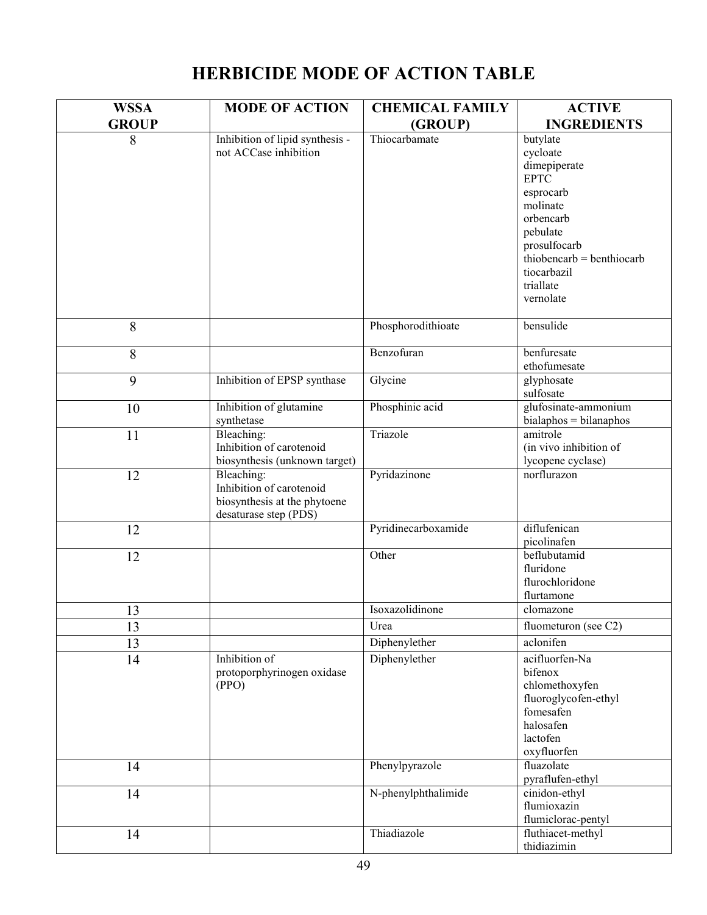# HERBICIDE MODE OF ACTION TABLE

| WSSA GROUP | MODE OF ACTION | CHEMICAL FAMILY (GROUP) | ACTIVE INGREDIENTS |
|---|---|---|---|
| 8 | Inhibition of lipid synthesis - not ACCase inhibition | Thiocarbamate | butylate<br>cycloate<br>dimepiperate<br>EPTC<br>esprocarb<br>molinate<br>orbencarb<br>pebulate<br>prosulfocarb<br>thiobencarb = benthiocarb<br>tiocarbazil<br>triallate<br>vernolate |
| 8 | | Phosphorodithioate | bensulide |
| 8 | | Benzofuran | benfuresate<br>ethofumesate |
| 9 | Inhibition of EPSP synthase | Glycine | glyphosate<br>sulfosate |
| 10 | Inhibition of glutamine synthetase | Phosphinic acid | glufosinate-ammonium<br>bialaphos = bilanaphos |
| 11 | Bleaching:<br>Inhibition of carotenoid biosynthesis (unknown target) | Triazole | amitrole<br>(in vivo inhibition of lycopene cyclase) |
| 12 | Bleaching:<br>Inhibition of carotenoid biosynthesis at the phytoene desaturase step (PDS) | Pyridazinone | norflurazon |
| 12 | | Pyridinecarboxamide | diflufenican<br>picolinafen |
| 12 | | Other | beflubutamid<br>fluridone<br>flurochloridone<br>flurtamone |
| 13 | | Isoxazolidinone | clomazone |
| 13 | | Urea | fluometuron (see C2) |
| 13 | | Diphenylether | aclonifen |
| 14 | Inhibition of protoporphyrinogen oxidase (PPO) | Diphenylether | acifluorfen-Na<br>bifenox<br>chlomethoxyfen<br>fluoroglycofen-ethyl<br>fomesafen<br>halosafen<br>lactofen<br>oxyfluorfen |
| 14 | | Phenylpyrazole | fluazolate<br>pyraflufen-ethyl |
| 14 | | N-phenylphthalimide | cinidon-ethyl<br>flumioxazin<br>flumiclorac-pentyl |
| 14 | | Thiadiazole | fluthiacet-methyl<br>thidiazimin |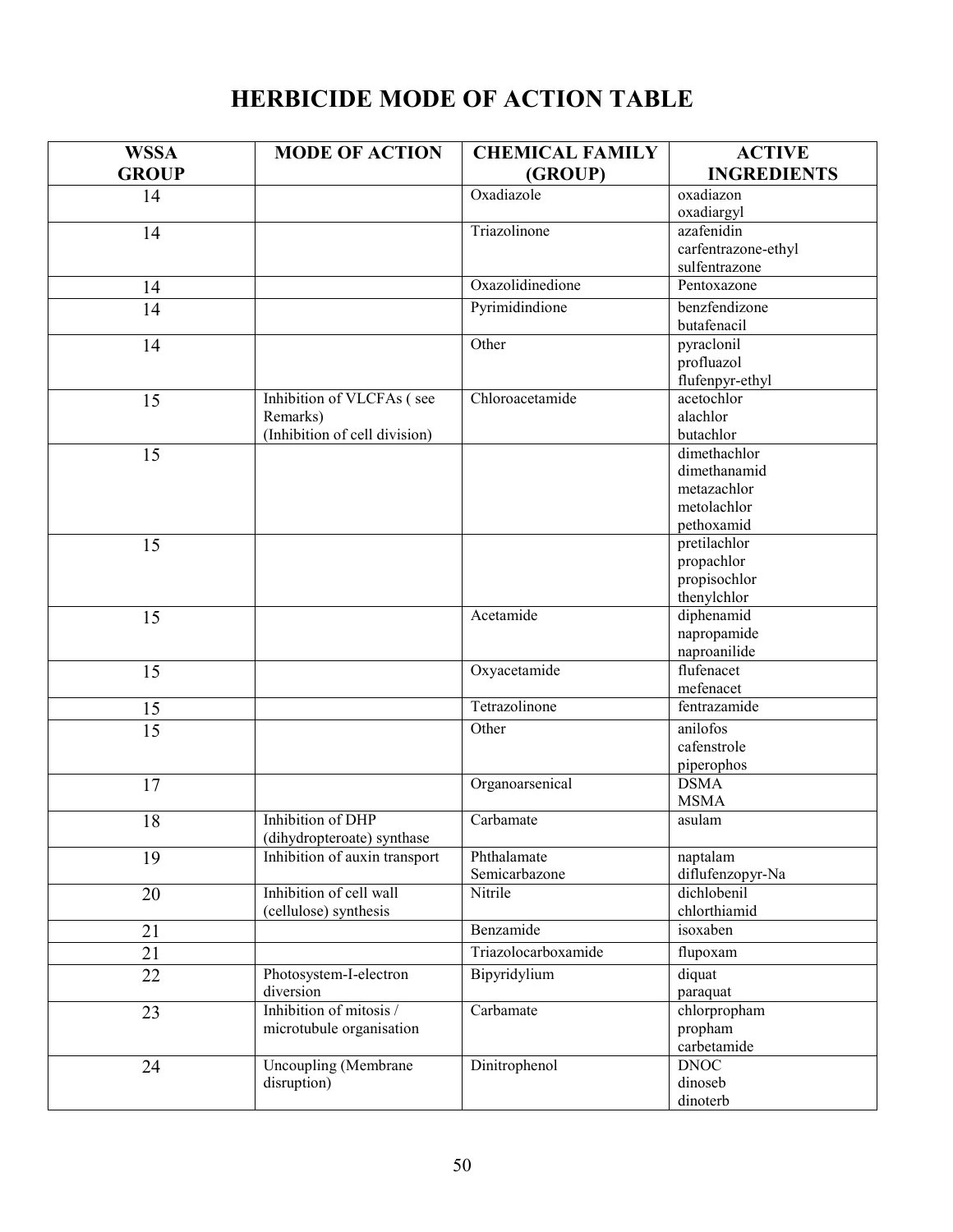# HERBICIDE MODE OF ACTION TABLE

| WSSA GROUP | MODE OF ACTION | CHEMICAL FAMILY (GROUP) | ACTIVE INGREDIENTS |
|---|---|---|---|
| 14 | | Oxadiazole | oxadiazon<br>oxadiargyl |
| 14 | | Triazolinone | azafenidin<br>carfentrazone-ethyl<br>sulfentrazone |
| 14 | | Oxazolidinedione | Pentoxazone |
| 14 | | Pyrimidindione | benzfendizone<br>butafenacil |
| 14 | | Other | pyraclonil<br>profluazol<br>flufenpyr-ethyl |
| 15 | Inhibition of VLCFAs ( see Remarks)<br>(Inhibition of cell division) | Chloroacetamide | acetochlor<br>alachlor<br>butachlor |
| 15 | | | dimethachlor<br>dimethanamid<br>metazachlor<br>metolachlor<br>pethoxamid |
| 15 | | | pretilachlor<br>propachlor<br>propisochlor<br>thenylchlor |
| 15 | | Acetamide | diphenamid<br>napropamide<br>naproanilide |
| 15 | | Oxyacetamide | flufenacet<br>mefenacet |
| 15 | | Tetrazolinone | fentrazamide |
| 15 | | Other | anilofos<br>cafenstrole<br>piperophos |
| 17 | | Organoarsenical | DSMA<br>MSMA |
| 18 | Inhibition of DHP (dihydropteroate) synthase | Carbamate | asulam |
| 19 | Inhibition of auxin transport | Phthalamate<br>Semicarbazone | naptalam<br>diflufenzopyr-Na |
| 20 | Inhibition of cell wall (cellulose) synthesis | Nitrile | dichlobenil<br>chlorthiamid |
| 21 | | Benzamide | isoxaben |
| 21 | | Triazolocarboxamide | flupoxam |
| 22 | Photosystem-I-electron diversion | Bipyridylium | diquat<br>paraquat |
| 23 | Inhibition of mitosis / microtubule organisation | Carbamate | chlorpropham<br>propham<br>carbetamide |
| 24 | Uncoupling (Membrane disruption) | Dinitrophenol | DNOC<br>dinoseb<br>dinoterb |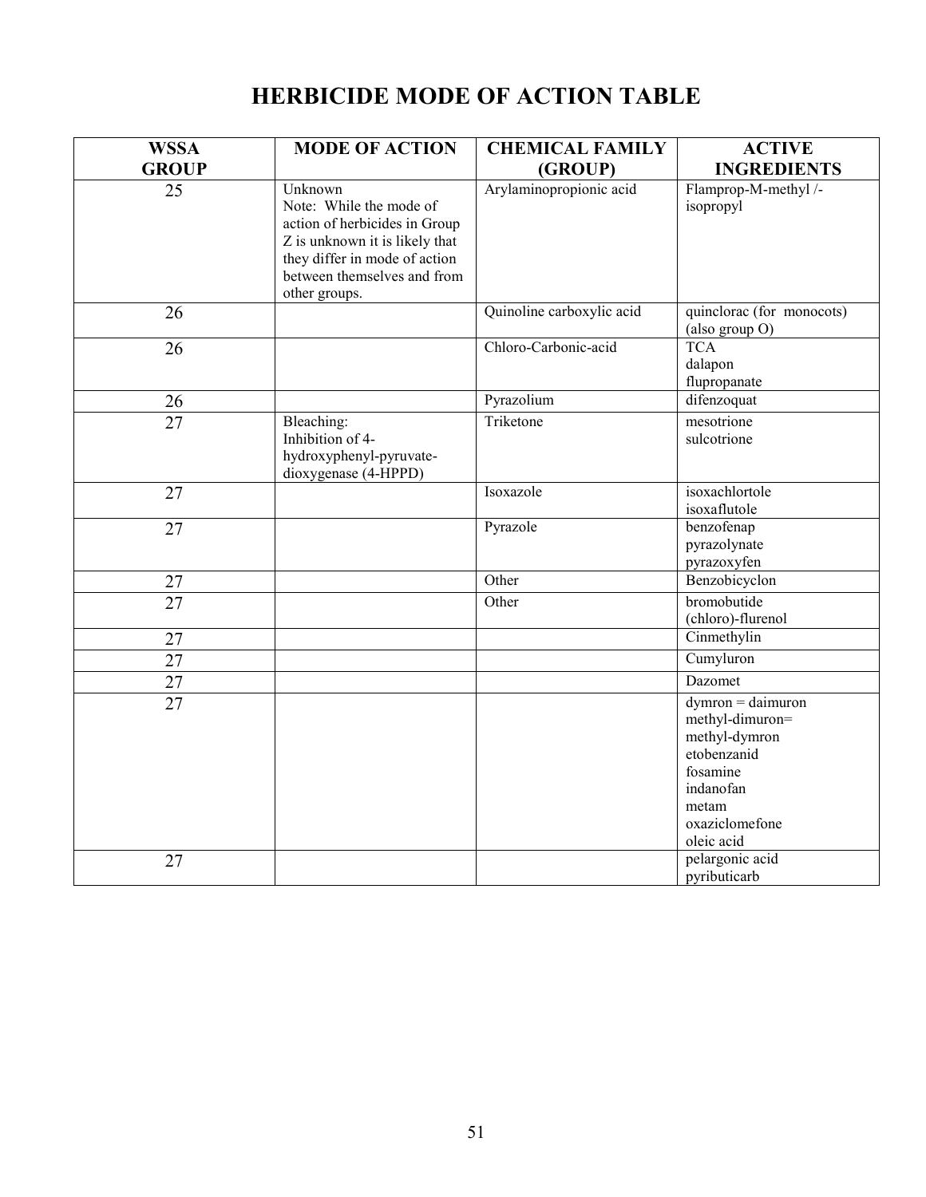# HERBICIDE MODE OF ACTION TABLE

| WSSA GROUP | MODE OF ACTION | CHEMICAL FAMILY (GROUP) | ACTIVE INGREDIENTS |
|---|---|---|---|
| 25 | Unknown<br>Note: While the mode of action of herbicides in Group Z is unknown it is likely that they differ in mode of action between themselves and from other groups. | Arylaminopropionic acid | Flamprop-M-methyl /-isopropyl |
| 26 | | Quinoline carboxylic acid | quinclorac (for monocots) (also group O) |
| 26 | | Chloro-Carbonic-acid | TCA<br>dalapon<br>flupropanate |
| 26 | | Pyrazolium | difenzoquat |
| 27 | Bleaching:<br>Inhibition of 4-hydroxyphenyl-pyruvate-dioxygenase (4-HPPD) | Triketone | mesotrione<br>sulcotrione |
| 27 | | Isoxazole | isoxachlortole<br>isoxaflutole |
| 27 | | Pyrazole | benzofenap<br>pyrazolynate<br>pyrazoxyfen |
| 27 | | Other | Benzobicyclon |
| 27 | | Other | bromobutide<br>(chloro)-flurenol |
| 27 | | | Cinmethylin |
| 27 | | | Cumyluron |
| 27 | | | Dazomet |
| 27 | | | dymron = daimuron<br>methyl-dimuron=<br>methyl-dymron<br>etobenzanid<br>fosamine<br>indanofan<br>metam<br>oxaziclomefone<br>oleic acid |
| 27 | | | pelargonic acid<br>pyributicarb |